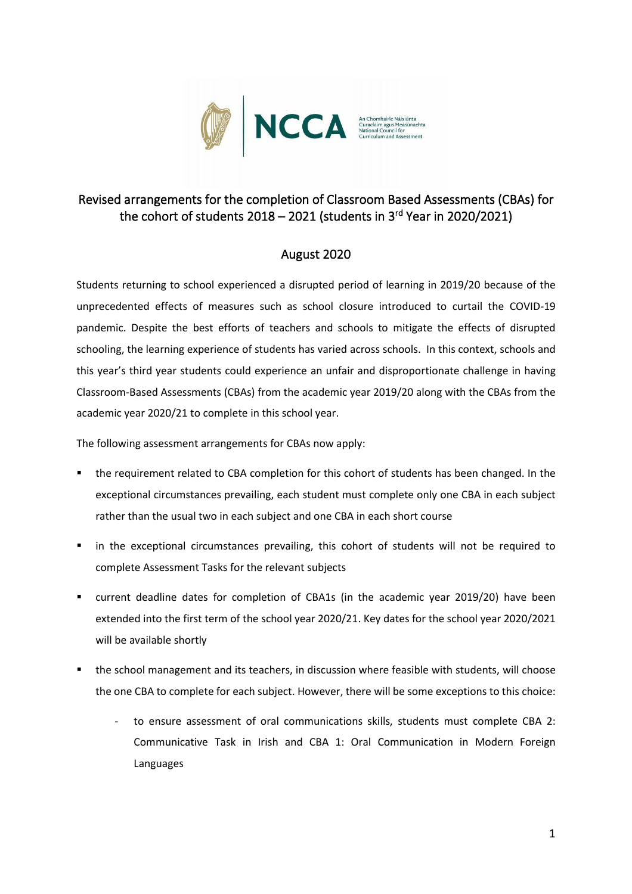# Revised arrangements for the completion of Classroom Based Assessments (CBAs) for the cohort of students 2018 – 2021 (students in 3rd Year in 2020/2021)

## August 2020

Students returning to school experienced a disrupted period of learning in 2019/20 because of the unprecedented effects of measures such as school closure introduced to curtail the COVID-19 pandemic. Despite the best efforts of teachers and schools to mitigate the effects of disrupted schooling, the learning experience of students has varied across schools. In this context, schools and this year's third year students could experience an unfair and disproportionate challenge in having Classroom-Based Assessments (CBAs) from the academic year 2019/20 along with the CBAs from the academic year 2020/21 to complete in this school year.

The following assessment arrangements for CBAs now apply:

- the requirement related to CBA completion for this cohort of students has been changed. In the exceptional circumstances prevailing, each student must complete only one CBA in each subject rather than the usual two in each subject and one CBA in each short course
- in the exceptional circumstances prevailing, this cohort of students will not be required to complete Assessment Tasks for the relevant subjects
- current deadline dates for completion of CBA1s (in the academic year 2019/20) have been extended into the first term of the school year 2020/21. Key dates for the school year 2020/2021 will be available shortly
- the school management and its teachers, in discussion where feasible with students, will choose the one CBA to complete for each subject. However, there will be some exceptions to this choice:
    - to ensure assessment of oral communications skills, students must complete CBA 2: Communicative Task in Irish and CBA 1: Oral Communication in Modern Foreign Languages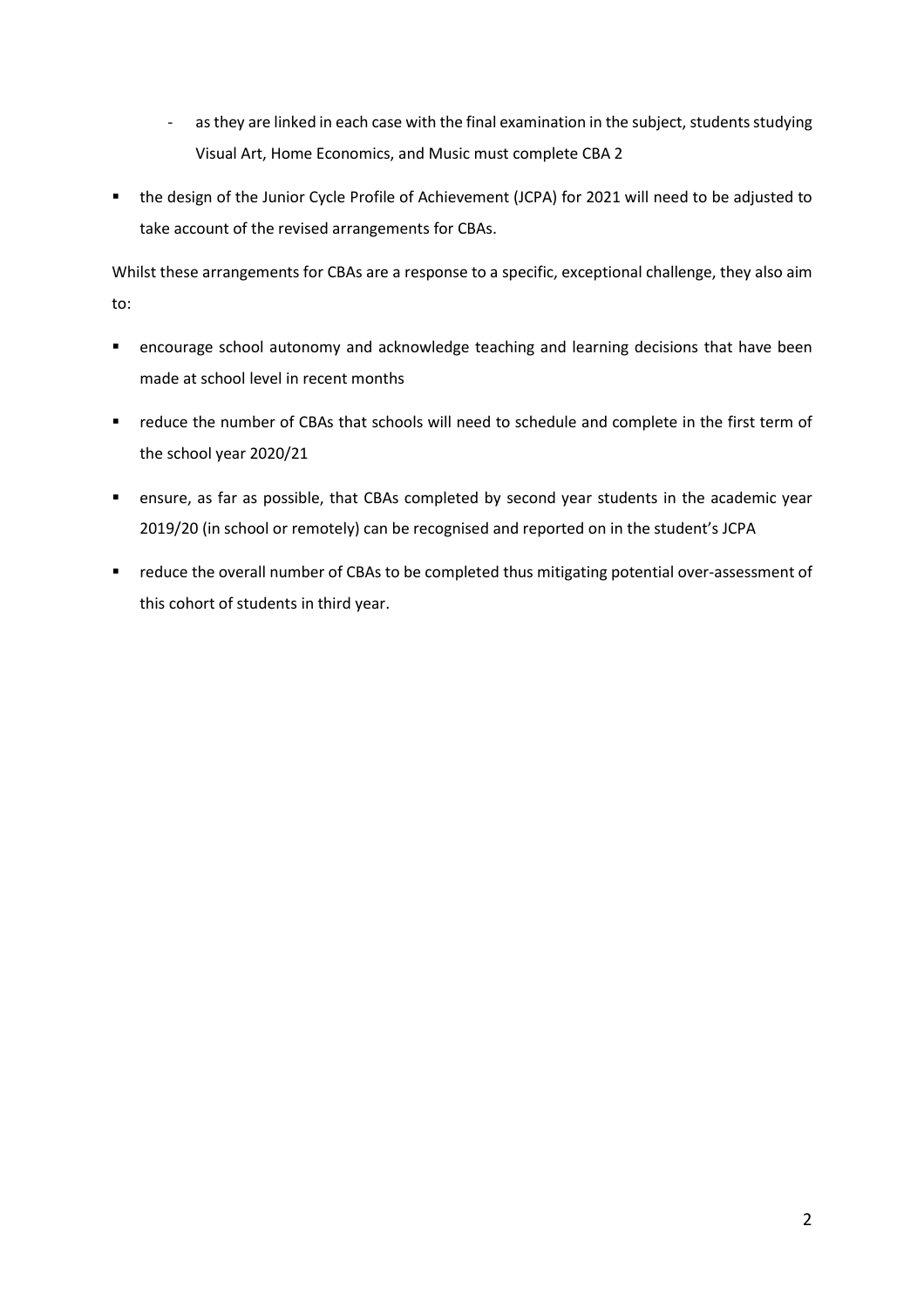- as they are linked in each case with the final examination in the subject, students studying Visual Art, Home Economics, and Music must complete CBA 2

- the design of the Junior Cycle Profile of Achievement (JCPA) for 2021 will need to be adjusted to take account of the revised arrangements for CBAs.

Whilst these arrangements for CBAs are a response to a specific, exceptional challenge, they also aim to:

- encourage school autonomy and acknowledge teaching and learning decisions that have been made at school level in recent months
- reduce the number of CBAs that schools will need to schedule and complete in the first term of the school year 2020/21
- ensure, as far as possible, that CBAs completed by second year students in the academic year 2019/20 (in school or remotely) can be recognised and reported on in the student's JCPA
- reduce the overall number of CBAs to be completed thus mitigating potential over-assessment of this cohort of students in third year.